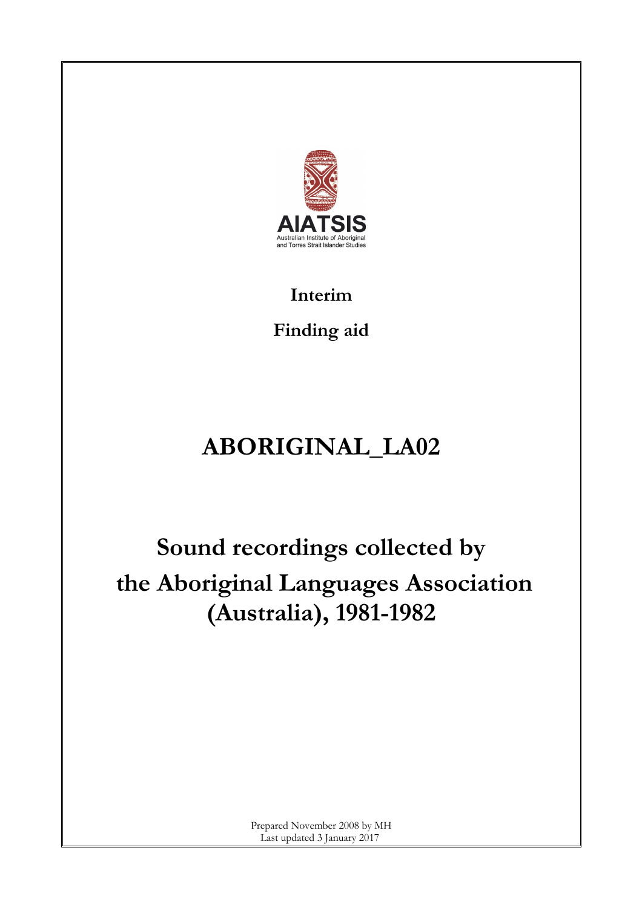AIATSIS
Australian Institute of Aboriginal and Torres Strait Islander Studies

**Interim**

**Finding aid**

# ABORIGINAL_LA02

# Sound recordings collected by the Aboriginal Languages Association (Australia), 1981-1982

Prepared November 2008 by MH
Last updated 3 January 2017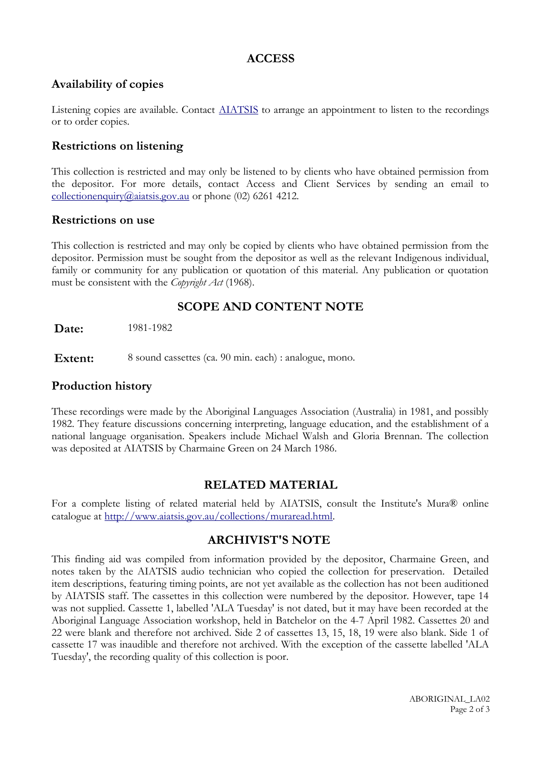## ACCESS

### Availability of copies

Listening copies are available. Contact [AIATSIS](#) to arrange an appointment to listen to the recordings or to order copies.

### Restrictions on listening

This collection is restricted and may only be listened to by clients who have obtained permission from the depositor. For more details, contact Access and Client Services by sending an email to collectionenquiry@aiatsis.gov.au or phone (02) 6261 4212.

### Restrictions on use

This collection is restricted and may only be copied by clients who have obtained permission from the depositor. Permission must be sought from the depositor as well as the relevant Indigenous individual, family or community for any publication or quotation of this material. Any publication or quotation must be consistent with the *Copyright Act* (1968).

## SCOPE AND CONTENT NOTE

**Date:** 1981-1982

**Extent:** 8 sound cassettes (ca. 90 min. each) : analogue, mono.

### Production history

These recordings were made by the Aboriginal Languages Association (Australia) in 1981, and possibly 1982. They feature discussions concerning interpreting, language education, and the establishment of a national language organisation. Speakers include Michael Walsh and Gloria Brennan. The collection was deposited at AIATSIS by Charmaine Green on 24 March 1986.

## RELATED MATERIAL

For a complete listing of related material held by AIATSIS, consult the Institute's Mura® online catalogue at http://www.aiatsis.gov.au/collections/muraread.html.

## ARCHIVIST'S NOTE

This finding aid was compiled from information provided by the depositor, Charmaine Green, and notes taken by the AIATSIS audio technician who copied the collection for preservation. Detailed item descriptions, featuring timing points, are not yet available as the collection has not been auditioned by AIATSIS staff. The cassettes in this collection were numbered by the depositor. However, tape 14 was not supplied. Cassette 1, labelled 'ALA Tuesday' is not dated, but it may have been recorded at the Aboriginal Language Association workshop, held in Batchelor on the 4-7 April 1982. Cassettes 20 and 22 were blank and therefore not archived. Side 2 of cassettes 13, 15, 18, 19 were also blank. Side 1 of cassette 17 was inaudible and therefore not archived. With the exception of the cassette labelled 'ALA Tuesday', the recording quality of this collection is poor.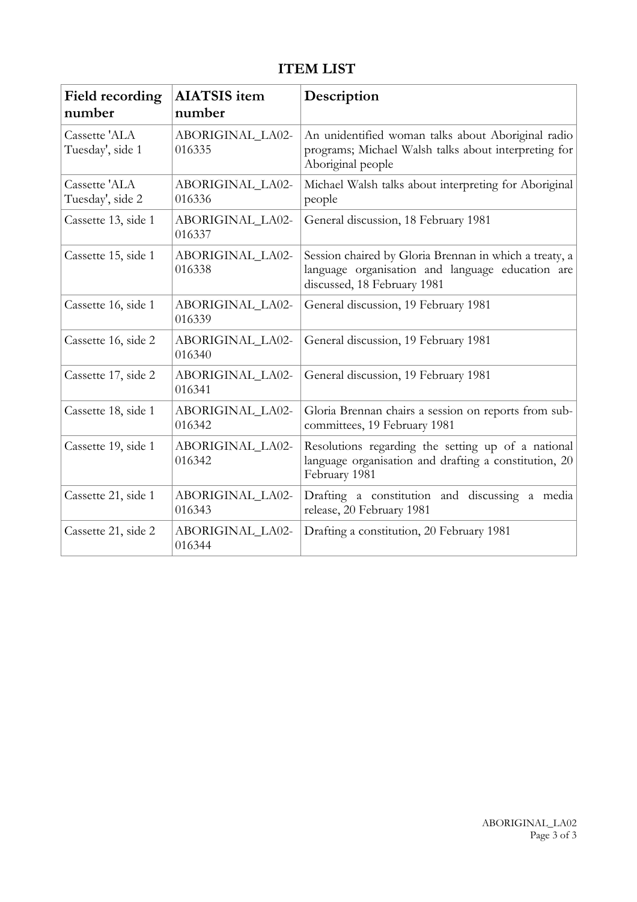# ITEM LIST

| Field recording number | AIATSIS item number | Description |
|---|---|---|
| Cassette 'ALA Tuesday', side 1 | ABORIGINAL_LA02-016335 | An unidentified woman talks about Aboriginal radio programs; Michael Walsh talks about interpreting for Aboriginal people |
| Cassette 'ALA Tuesday', side 2 | ABORIGINAL_LA02-016336 | Michael Walsh talks about interpreting for Aboriginal people |
| Cassette 13, side 1 | ABORIGINAL_LA02-016337 | General discussion, 18 February 1981 |
| Cassette 15, side 1 | ABORIGINAL_LA02-016338 | Session chaired by Gloria Brennan in which a treaty, a language organisation and language education are discussed, 18 February 1981 |
| Cassette 16, side 1 | ABORIGINAL_LA02-016339 | General discussion, 19 February 1981 |
| Cassette 16, side 2 | ABORIGINAL_LA02-016340 | General discussion, 19 February 1981 |
| Cassette 17, side 2 | ABORIGINAL_LA02-016341 | General discussion, 19 February 1981 |
| Cassette 18, side 1 | ABORIGINAL_LA02-016342 | Gloria Brennan chairs a session on reports from sub-committees, 19 February 1981 |
| Cassette 19, side 1 | ABORIGINAL_LA02-016342 | Resolutions regarding the setting up of a national language organisation and drafting a constitution, 20 February 1981 |
| Cassette 21, side 1 | ABORIGINAL_LA02-016343 | Drafting a constitution and discussing a media release, 20 February 1981 |
| Cassette 21, side 2 | ABORIGINAL_LA02-016344 | Drafting a constitution, 20 February 1981 |